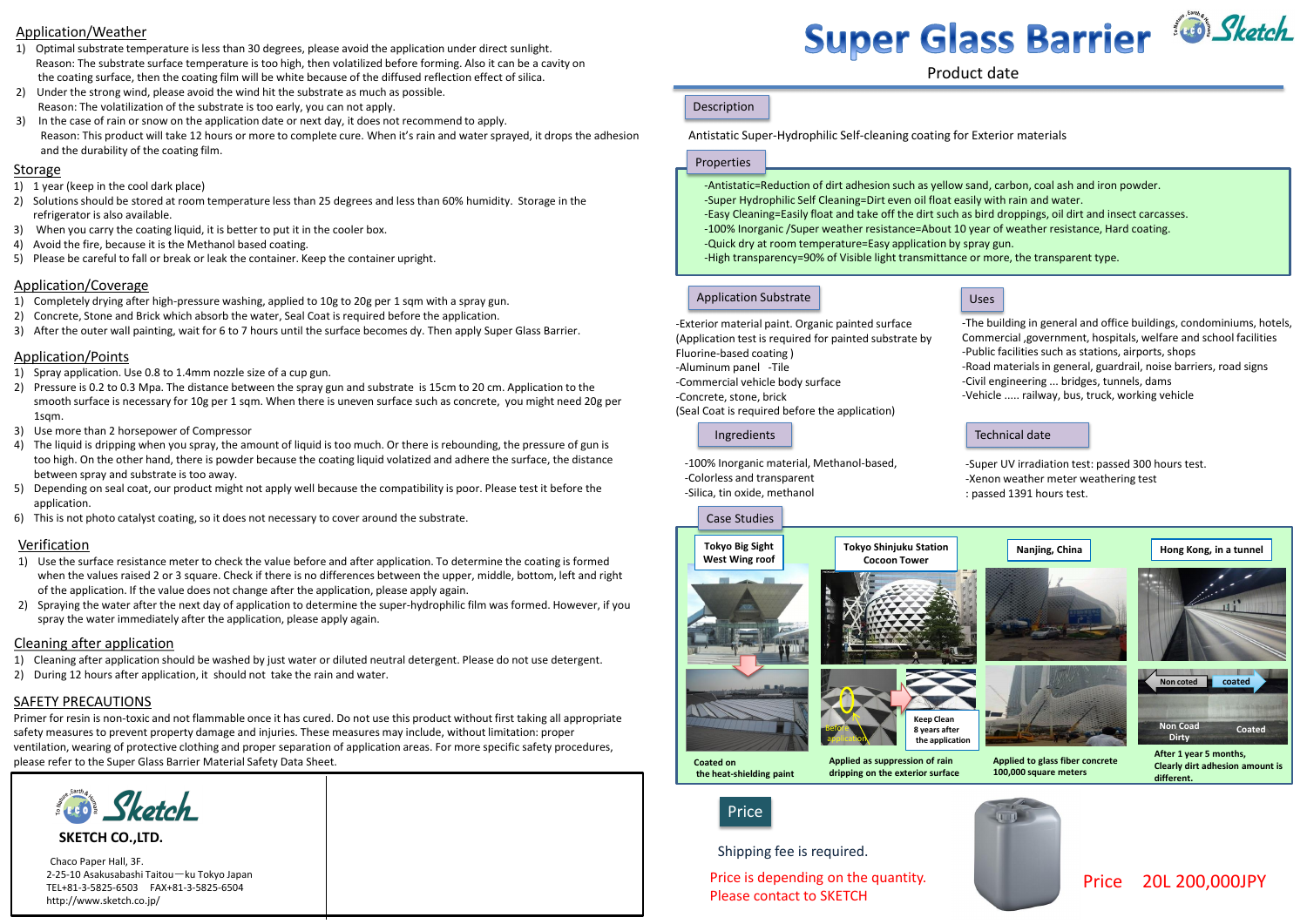# Super Glass Barrier

Product date

## Description

Antistatic Super-Hydrophilic Self-cleaning coating for Exterior materials

## Properties

-Antistatic=Reduction of dirt adhesion such as yellow sand, carbon, coal ash and iron powder.
-Super Hydrophilic Self Cleaning=Dirt even oil float easily with rain and water.
-Easy Cleaning=Easily float and take off the dirt such as bird droppings, oil dirt and insect carcasses.
-100% Inorganic /Super weather resistance=About 10 year of weather resistance, Hard coating.
-Quick dry at room temperature=Easy application by spray gun.
-High transparency=90% of Visible light transmittance or more, the transparent type.

## Application Substrate

-Exterior material paint. Organic painted surface
(Application test is required for painted substrate by Fluorine-based coating )
-Aluminum panel -Tile
-Commercial vehicle body surface
-Concrete, stone, brick
(Seal Coat is required before the application)

## Uses

-The building in general and office buildings, condominiums, hotels, Commercial ,government, hospitals, welfare and school facilities
-Public facilities such as stations, airports, shops
-Road materials in general, guardrail, noise barriers, road signs
-Civil engineering ... bridges, tunnels, dams
-Vehicle ..... railway, bus, truck, working vehicle

## Ingredients

-100% Inorganic material, Methanol-based,
-Colorless and transparent
-Silica, tin oxide, methanol

## Technical date

-Super UV irradiation test: passed 300 hours test.
-Xenon weather meter weathering test
: passed 1391 hours test.

## Case Studies

**Tokyo Big Sight West Wing roof**
Coated on the heat-shielding paint

**Tokyo Shinjuku Station Cocoon Tower**
Before application / Keep Clean 8 years after the application
Applied as suppression of rain dripping on the exterior surface

**Nanjing, China**
Applied to glass fiber concrete 100,000 square meters

**Hong Kong, in a tunnel**
Non coted / coated
Non Coad Dirty / Coated
After 1 year 5 months, Clearly dirt adhesion amount is different.

## Price

Shipping fee is required.

Price is depending on the quantity.
Please contact to SKETCH

Price 20L 200,000JPY

## Application/Weather

1) Optimal substrate temperature is less than 30 degrees, please avoid the application under direct sunlight.
Reason: The substrate surface temperature is too high, then volatilized before forming. Also it can be a cavity on the coating surface, then the coating film will be white because of the diffused reflection effect of silica.
2) Under the strong wind, please avoid the wind hit the substrate as much as possible.
Reason: The volatilization of the substrate is too early, you can not apply.
3) In the case of rain or snow on the application date or next day, it does not recommend to apply.
Reason: This product will take 12 hours or more to complete cure. When it's rain and water sprayed, it drops the adhesion and the durability of the coating film.

## Storage

1) 1 year (keep in the cool dark place)
2) Solutions should be stored at room temperature less than 25 degrees and less than 60% humidity. Storage in the refrigerator is also available.
3) When you carry the coating liquid, it is better to put it in the cooler box.
4) Avoid the fire, because it is the Methanol based coating.
5) Please be careful to fall or break or leak the container. Keep the container upright.

## Application/Coverage

1) Completely drying after high-pressure washing, applied to 10g to 20g per 1 sqm with a spray gun.
2) Concrete, Stone and Brick which absorb the water, Seal Coat is required before the application.
3) After the outer wall painting, wait for 6 to 7 hours until the surface becomes dy. Then apply Super Glass Barrier.

## Application/Points

1) Spray application. Use 0.8 to 1.4mm nozzle size of a cup gun.
2) Pressure is 0.2 to 0.3 Mpa. The distance between the spray gun and substrate is 15cm to 20 cm. Application to the smooth surface is necessary for 10g per 1 sqm. When there is uneven surface such as concrete, you might need 20g per 1sqm.
3) Use more than 2 horsepower of Compressor
4) The liquid is dripping when you spray, the amount of liquid is too much. Or there is rebounding, the pressure of gun is too high. On the other hand, there is powder because the coating liquid volatized and adhere the surface, the distance between spray and substrate is too away.
5) Depending on seal coat, our product might not apply well because the compatibility is poor. Please test it before the application.
6) This is not photo catalyst coating, so it does not necessary to cover around the substrate.

## Verification

1) Use the surface resistance meter to check the value before and after application. To determine the coating is formed when the values raised 2 or 3 square. Check if there is no differences between the upper, middle, bottom, left and right of the application. If the value does not change after the application, please apply again.
2) Spraying the water after the next day of application to determine the super-hydrophilic film was formed. However, if you spray the water immediately after the application, please apply again.

## Cleaning after application

1) Cleaning after application should be washed by just water or diluted neutral detergent. Please do not use detergent.
2) During 12 hours after application, it should not take the rain and water.

## SAFETY PRECAUTIONS

Primer for resin is non-toxic and not flammable once it has cured. Do not use this product without first taking all appropriate safety measures to prevent property damage and injuries. These measures may include, without limitation: proper ventilation, wearing of protective clothing and proper separation of application areas. For more specific safety procedures, please refer to the Super Glass Barrier Material Safety Data Sheet.

**SKETCH CO.,LTD.**

Chaco Paper Hall, 3F.
2-25-10 Asakusabashi Taitou—ku Tokyo Japan
TEL+81-3-5825-6503 FAX+81-3-5825-6504
http://www.sketch.co.jp/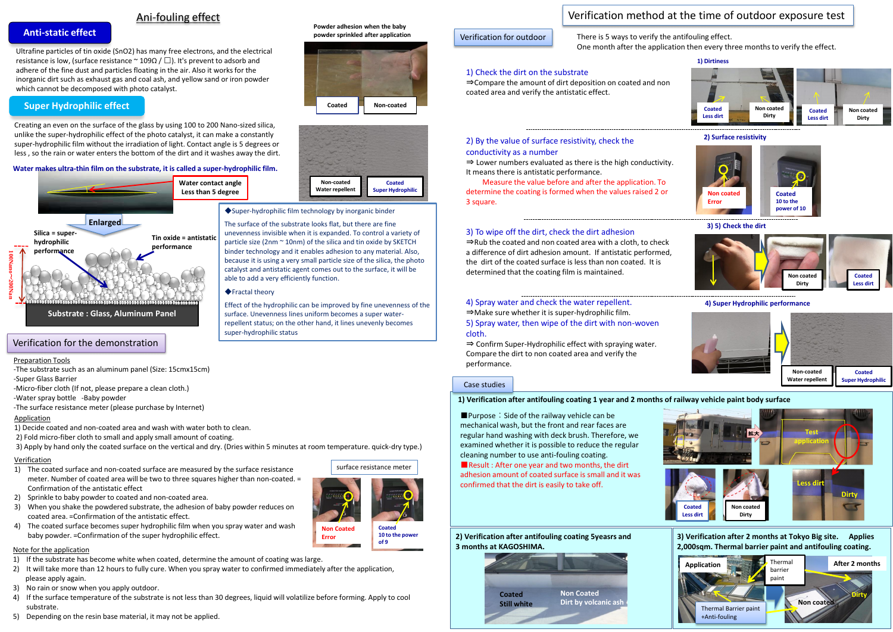# Ani-fouling effect

## Anti-static effect

Ultrafine particles of tin oxide ($SnO_2$) has many free electrons, and the electrical resistance is low, (surface resistance ~ 109Ω / ☐). It's prevent to adsorb and adhere of the fine dust and particles floating in the air. Also it works for the inorganic dirt such as exhaust gas and coal ash, and yellow sand or iron powder which cannot be decomposed with photo catalyst.

Powder adhesion when the baby powder sprinkled after application

Coated | Non-coated

## Super Hydrophilic effect

Creating an even on the surface of the glass by using 100 to 200 Nano-sized silica, unlike the super-hydrophilic effect of the photo catalyst, it can make a constantly super-hydrophilic film without the irradiation of light. Contact angle is 5 degrees or less , so the rain or water enters the bottom of the dirt and it washes away the dirt.

**Water makes ultra-thin film on the substrate, it is called a super-hydrophilic film.**

Water contact angle Less than 5 degree

Non-coated Water repellent | Coated Super Hydrophilic

Enlarged

Silica = super-hydrophilic performance

Tin oxide = antistatic performance

100Nano~200Nan

Substrate : Glass, Aluminum Panel

◆Super-hydrophilic film technology by inorganic binder

The surface of the substrate looks flat, but there are fine unevenness invisible when it is expanded. To control a variety of particle size (2nm ~ 10nm) of the silica and tin oxide by SKETCH binder technology and it enables adhesion to any material. Also, because it is using a very small particle size of the silica, the photo catalyst and antistatic agent comes out to the surface, it will be able to add a very efficiently function.

◆Fractal theory

Effect of the hydrophilic can be improved by fine unevenness of the surface. Unevenness lines uniform becomes a super water-repellent status; on the other hand, it lines unevenly becomes super-hydrophilic status

## Verification for the demonstration

Preparation Tools

- -The substrate such as an aluminum panel (Size: 15cmx15cm)
- -Super Glass Barrier
- -Micro-fiber cloth (If not, please prepare a clean cloth.)
- -Water spray bottle -Baby powder
- -The surface resistance meter (please purchase by Internet)

Application

1) Decide coated and non-coated area and wash with water both to clean.
2) Fold micro-fiber cloth to small and apply small amount of coating.
3) Apply by hand only the coated surface on the vertical and dry. (Dries within 5 minutes at room temperature. quick-dry type.)

Verification

1) The coated surface and non-coated surface are measured by the surface resistance meter. Number of coated area will be two to three squares higher than non-coated. = Confirmation of the antistatic effect
2) Sprinkle to baby powder to coated and non-coated area.
3) When you shake the powdered substrate, the adhesion of baby powder reduces on coated area. =Confirmation of the antistatic effect.
4) The coated surface becomes super hydrophilic film when you spray water and wash baby powder. =Confirmation of the super hydrophilic effect.

surface resistance meter

Non Coated Error | Coated 10 to the power of 9

Note for the application

1) If the substrate has become white when coated, determine the amount of coating was large.
2) It will take more than 12 hours to fully cure. When you spray water to confirmed immediately after the application, please apply again.
3) No rain or snow when you apply outdoor.
4) If the surface temperature of the substrate is not less than 30 degrees, liquid will volatilize before forming. Apply to cool substrate.
5) Depending on the resin base material, it may not be applied.

# Verification method at the time of outdoor exposure test

## Verification for outdoor

There is 5 ways to verify the antifouling effect.
One month after the application then every three months to verify the effect.

1) Check the dirt on the substrate
⇒Compare the amount of dirt deposition on coated and non coated area and verify the antistatic effect.

1) Dirtiness
Coated Less dirt | Non coated Dirty | Coated Less dirt | Non coated Dirty

2) By the value of surface resistivity, check the conductivity as a number
⇒ Lower numbers evaluated as there is the high conductivity. It means there is antistatic performance.
Measure the value before and after the application. To determine the coating is formed when the values raised 2 or 3 square.

2) Surface resistivity
Non coated Error | Coated 10 to the power of 10

3) To wipe off the dirt, check the dirt adhesion
⇒Rub the coated and non coated area with a cloth, to check a difference of dirt adhesion amount. If antistatic performed, the dirt of the coated surface is less than non coated. It is determined that the coating film is maintained.

3) 5) Check the dirt
Non coated Dirty | Coated Less dirt

4) Spray water and check the water repellent.
⇒Make sure whether it is super-hydrophilic film.
5) Spray water, then wipe of the dirt with non-woven cloth.
⇒ Confirm Super-Hydrophilic effect with spraying water. Compare the dirt to non coated area and verify the performance.

4) Super Hydrophilic performance
Non-coated Water repellent | Coated Super Hydrophilic

## Case studies

**1) Verification after antifouling coating 1 year and 2 months of railway vehicle paint body surface**

■Purpose：Side of the railway vehicle can be mechanical wash, but the front and rear faces are regular hand washing with deck brush. Therefore, we examined whether it is possible to reduce the regular cleaning number to use anti-fouling coating.

■Result : After one year and two months, the dirt adhesion amount of coated surface is small and it was confirmed that the dirt is easily to take off.

拡大 | Test application | Coated Less dirt | Non coated Dirty | Less dirt | Dirty

**2) Verification after antifouling coating 5yeasrs and 3 months at KAGOSHIMA.**

Coated Still white | Non Coated Dirt by volcanic ash

**3) Verification after 2 months at Tokyo Big site. Applies 2,000sqm. Thermal barrier paint and antifouling coating.**

Application | Thermal barrier paint | After 2 months | Dirty | Non coated | Thermal Barrier paint +Anti-fouling